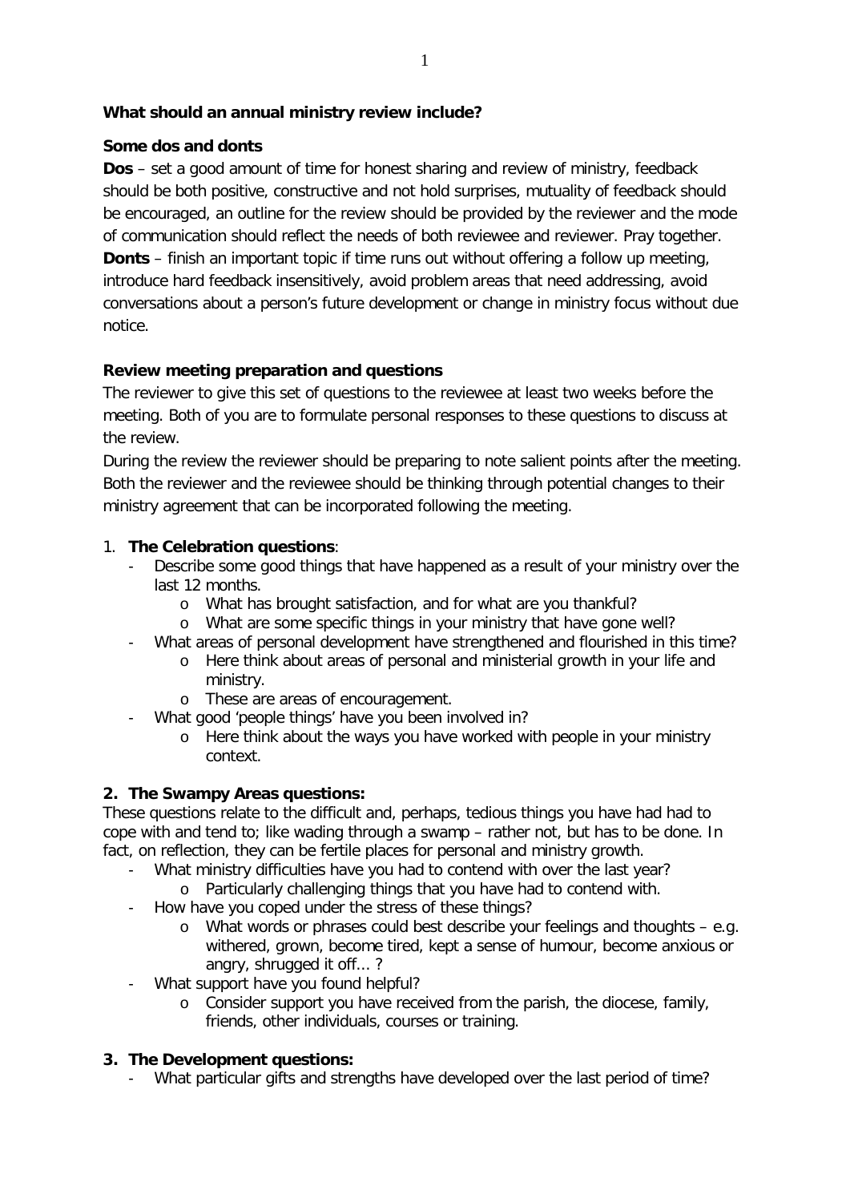**What should an annual ministry review include?**

**Some dos and donts**

**Dos** – set a good amount of time for honest sharing and review of ministry, feedback should be both positive, constructive and not hold surprises, mutuality of feedback should be encouraged, an outline for the review should be provided by the reviewer and the mode of communication should reflect the needs of both reviewee and reviewer. Pray together.
**Donts** – finish an important topic if time runs out without offering a follow up meeting, introduce hard feedback insensitively, avoid problem areas that need addressing, avoid conversations about a person's future development or change in ministry focus without due notice.

**Review meeting preparation and questions**

The reviewer to give this set of questions to the reviewee at least two weeks before the meeting. Both of you are to formulate personal responses to these questions to discuss at the review.
During the review the reviewer should be preparing to note salient points after the meeting. Both the reviewer and the reviewee should be thinking through potential changes to their ministry agreement that can be incorporated following the meeting.

1. **The Celebration questions**:
   - Describe some good things that have happened as a result of your ministry over the last 12 months.
     - What has brought satisfaction, and for what are you thankful?
     - What are some specific things in your ministry that have gone well?
   - What areas of personal development have strengthened and flourished in this time?
     - Here think about areas of personal and ministerial growth in your life and ministry.
     - These are areas of encouragement.
   - What good 'people things' have you been involved in?
     - Here think about the ways you have worked with people in your ministry context.

**2. The Swampy Areas questions:**

These questions relate to the difficult and, perhaps, tedious things you have had had to cope with and tend to; like wading through a swamp – rather not, but has to be done. In fact, on reflection, they can be fertile places for personal and ministry growth.

- What ministry difficulties have you had to contend with over the last year?
  - Particularly challenging things that you have had to contend with.
- How have you coped under the stress of these things?
  - What words or phrases could best describe your feelings and thoughts – e.g. withered, grown, become tired, kept a sense of humour, become anxious or angry, shrugged it off… ?
- What support have you found helpful?
  - Consider support you have received from the parish, the diocese, family, friends, other individuals, courses or training.

**3. The Development questions:**

- What particular gifts and strengths have developed over the last period of time?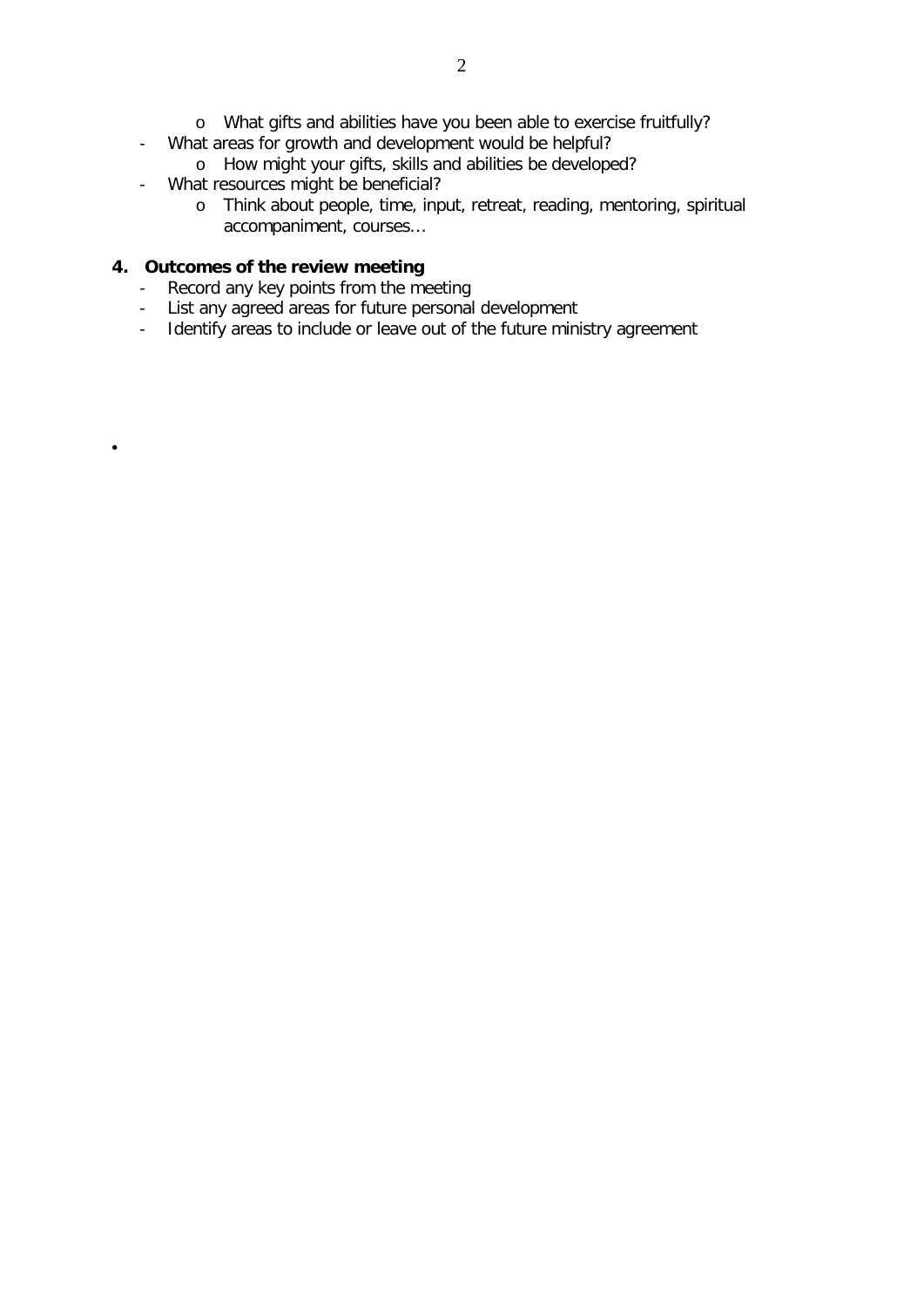- What gifts and abilities have you been able to exercise fruitfully?
- What areas for growth and development would be helpful?
    - How might your gifts, skills and abilities be developed?
- What resources might be beneficial?
    - Think about people, time, input, retreat, reading, mentoring, spiritual accompaniment, courses…

**4. Outcomes of the review meeting**

- Record any key points from the meeting
- List any agreed areas for future personal development
- Identify areas to include or leave out of the future ministry agreement